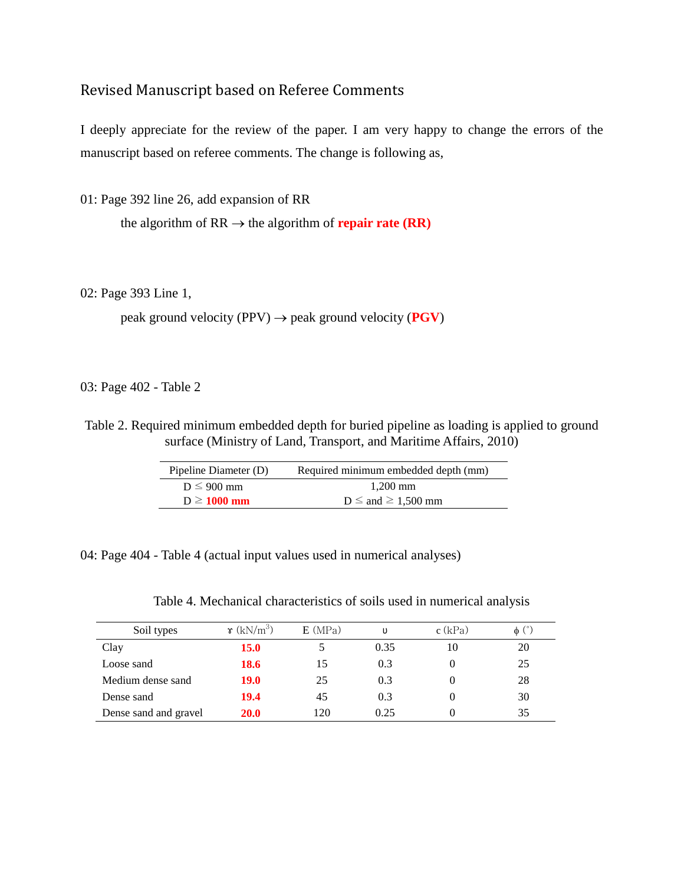## Revised Manuscript based on Referee Comments

I deeply appreciate for the review of the paper. I am very happy to change the errors of the manuscript based on referee comments. The change is following as,

01: Page 392 line 26, add expansion of RR

the algorithm of RR → the algorithm of **repair rate (RR)**

02: Page 393 Line 1,

peak ground velocity (PPV) → peak ground velocity (**PGV**)

03: Page 402 - Table 2

Table 2. Required minimum embedded depth for buried pipeline as loading is applied to ground surface (Ministry of Land, Transport, and Maritime Affairs, 2010)

| Pipeline Diameter (D) | Required minimum embedded depth (mm) |
|---|---|
| D ≤ 900 mm | 1,200 mm |
| D ≥ **1000 mm** | D ≤ and ≥ 1,500 mm |

04: Page 404 - Table 4 (actual input values used in numerical analyses)

Table 4. Mechanical characteristics of soils used in numerical analysis

| Soil types | $\gamma$ (kN/m$^3$) | E (MPa) | $\upsilon$ | c (kPa) | $\phi$ (°) |
|---|---|---|---|---|---|
| Clay | **15.0** | 5 | 0.35 | 10 | 20 |
| Loose sand | **18.6** | 15 | 0.3 | 0 | 25 |
| Medium dense sand | **19.0** | 25 | 0.3 | 0 | 28 |
| Dense sand | **19.4** | 45 | 0.3 | 0 | 30 |
| Dense sand and gravel | **20.0** | 120 | 0.25 | 0 | 35 |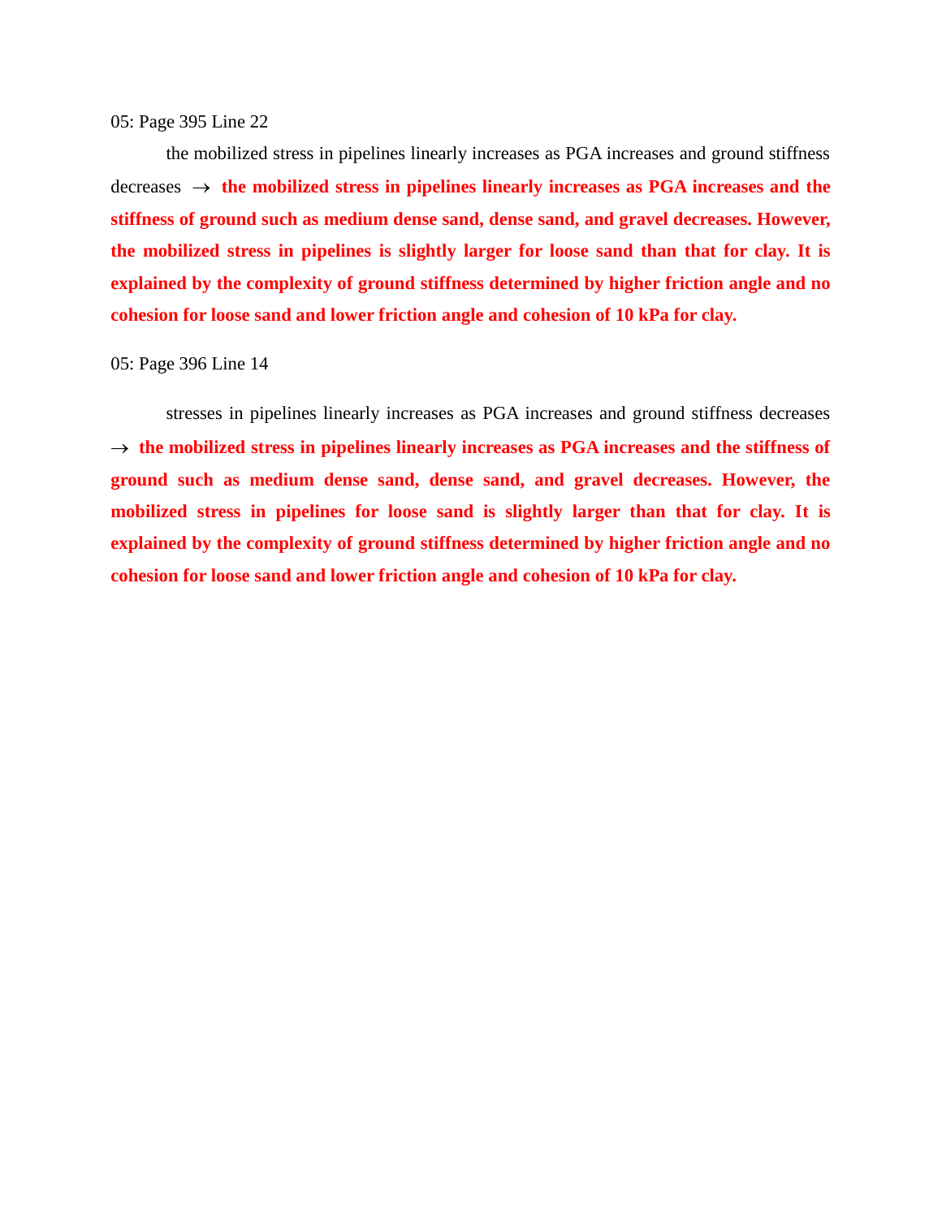05: Page 395 Line 22

the mobilized stress in pipelines linearly increases as PGA increases and ground stiffness decreases → **the mobilized stress in pipelines linearly increases as PGA increases and the stiffness of ground such as medium dense sand, dense sand, and gravel decreases. However, the mobilized stress in pipelines is slightly larger for loose sand than that for clay. It is explained by the complexity of ground stiffness determined by higher friction angle and no cohesion for loose sand and lower friction angle and cohesion of 10 kPa for clay.**

05: Page 396 Line 14

stresses in pipelines linearly increases as PGA increases and ground stiffness decreases → **the mobilized stress in pipelines linearly increases as PGA increases and the stiffness of ground such as medium dense sand, dense sand, and gravel decreases. However, the mobilized stress in pipelines for loose sand is slightly larger than that for clay. It is explained by the complexity of ground stiffness determined by higher friction angle and no cohesion for loose sand and lower friction angle and cohesion of 10 kPa for clay.**